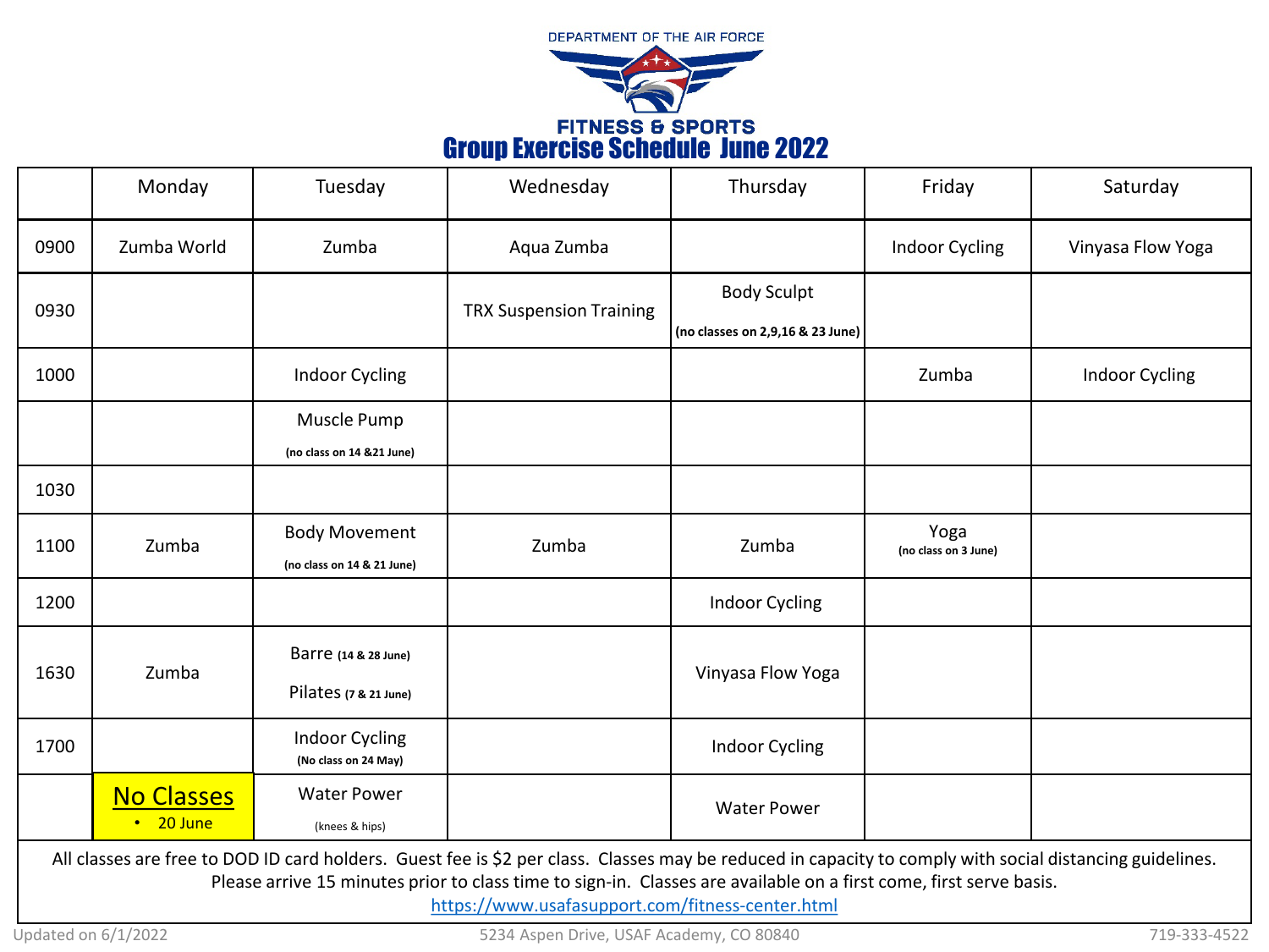DEPARTMENT OF THE AIR FORCE

FITNESS & SPORTS

# Group Exercise Schedule June 2022

| | Monday | Tuesday | Wednesday | Thursday | Friday | Saturday |
|---|---|---|---|---|---|---|
| 0900 | Zumba World | Zumba | Aqua Zumba | | Indoor Cycling | Vinyasa Flow Yoga |
| 0930 | | | TRX Suspension Training | Body Sculpt (no classes on 2,9,16 & 23 June) | | |
| 1000 | | Indoor Cycling | | | Zumba | Indoor Cycling |
| | | Muscle Pump (no class on 14 &21 June) | | | | |
| 1030 | | | | | | |
| 1100 | Zumba | Body Movement (no class on 14 & 21 June) | Zumba | Zumba | Yoga (no class on 3 June) | |
| 1200 | | | | Indoor Cycling | | |
| 1630 | Zumba | Barre (14 & 28 June) Pilates (7 & 21 June) | | Vinyasa Flow Yoga | | |
| 1700 | | Indoor Cycling (No class on 24 May) | | Indoor Cycling | | |
| | **No Classes** • 20 June | Water Power (knees & hips) | | Water Power | | |

All classes are free to DOD ID card holders. Guest fee is $2 per class. Classes may be reduced in capacity to comply with social distancing guidelines. Please arrive 15 minutes prior to class time to sign-in. Classes are available on a first come, first serve basis.

https://www.usafasupport.com/fitness-center.html

Updated on 6/1/2022 | 5234 Aspen Drive, USAF Academy, CO 80840 | 719-333-4522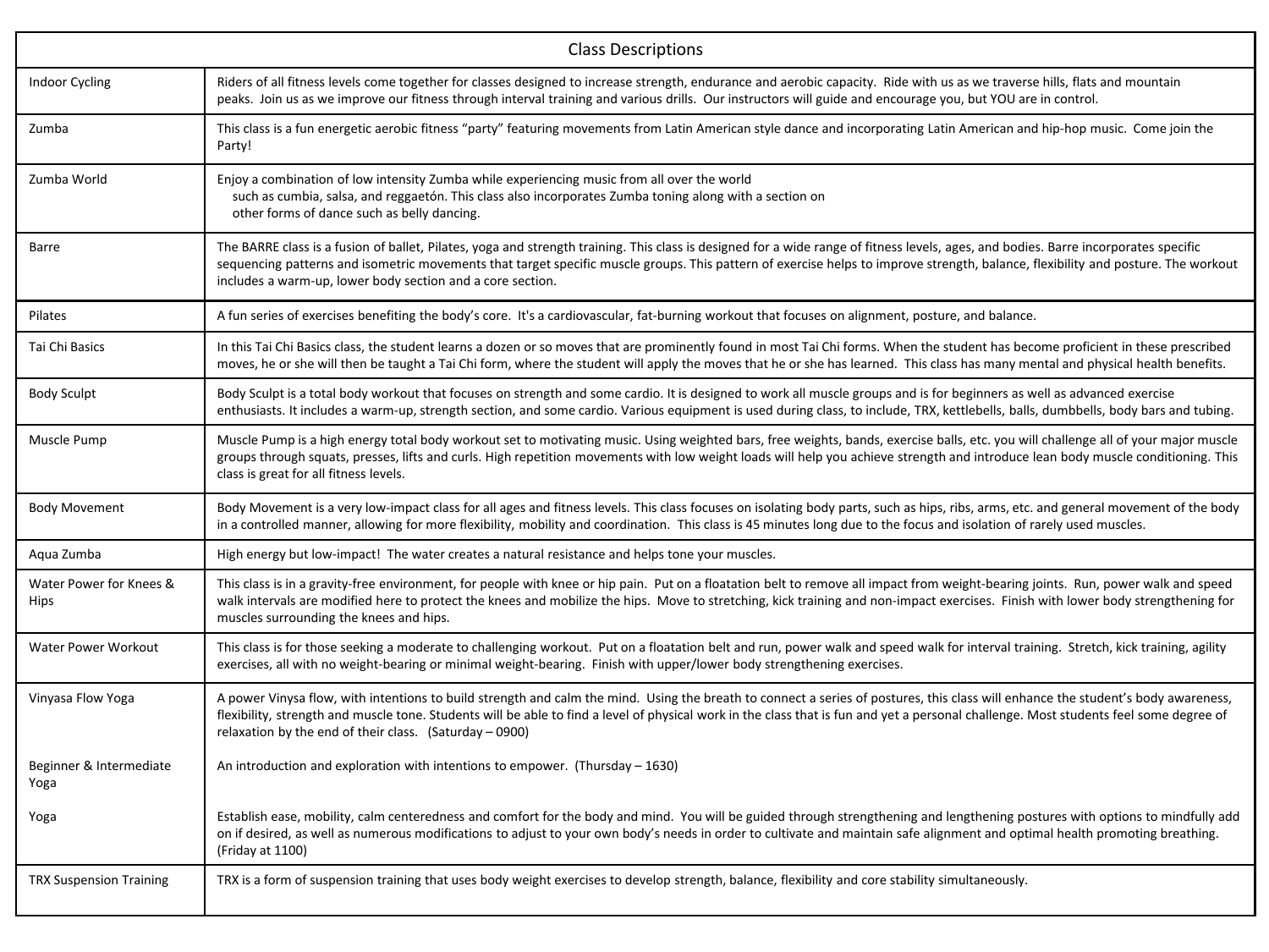| Class Descriptions | |
|---|---|
| Indoor Cycling | Riders of all fitness levels come together for classes designed to increase strength, endurance and aerobic capacity. Ride with us as we traverse hills, flats and mountain peaks. Join us as we improve our fitness through interval training and various drills. Our instructors will guide and encourage you, but YOU are in control. |
| Zumba | This class is a fun energetic aerobic fitness "party" featuring movements from Latin American style dance and incorporating Latin American and hip-hop music. Come join the Party! |
| Zumba World | Enjoy a combination of low intensity Zumba while experiencing music from all over the world such as cumbia, salsa, and reggaetón. This class also incorporates Zumba toning along with a section on other forms of dance such as belly dancing. |
| Barre | The BARRE class is a fusion of ballet, Pilates, yoga and strength training. This class is designed for a wide range of fitness levels, ages, and bodies. Barre incorporates specific sequencing patterns and isometric movements that target specific muscle groups. This pattern of exercise helps to improve strength, balance, flexibility and posture. The workout includes a warm-up, lower body section and a core section. |
| Pilates | A fun series of exercises benefiting the body's core. It's a cardiovascular, fat-burning workout that focuses on alignment, posture, and balance. |
| Tai Chi Basics | In this Tai Chi Basics class, the student learns a dozen or so moves that are prominently found in most Tai Chi forms. When the student has become proficient in these prescribed moves, he or she will then be taught a Tai Chi form, where the student will apply the moves that he or she has learned. This class has many mental and physical health benefits. |
| Body Sculpt | Body Sculpt is a total body workout that focuses on strength and some cardio. It is designed to work all muscle groups and is for beginners as well as advanced exercise enthusiasts. It includes a warm-up, strength section, and some cardio. Various equipment is used during class, to include, TRX, kettlebells, balls, dumbbells, body bars and tubing. |
| Muscle Pump | Muscle Pump is a high energy total body workout set to motivating music. Using weighted bars, free weights, bands, exercise balls, etc. you will challenge all of your major muscle groups through squats, presses, lifts and curls. High repetition movements with low weight loads will help you achieve strength and introduce lean body muscle conditioning. This class is great for all fitness levels. |
| Body Movement | Body Movement is a very low-impact class for all ages and fitness levels. This class focuses on isolating body parts, such as hips, ribs, arms, etc. and general movement of the body in a controlled manner, allowing for more flexibility, mobility and coordination. This class is 45 minutes long due to the focus and isolation of rarely used muscles. |
| Aqua Zumba | High energy but low-impact! The water creates a natural resistance and helps tone your muscles. |
| Water Power for Knees & Hips | This class is in a gravity-free environment, for people with knee or hip pain. Put on a floatation belt to remove all impact from weight-bearing joints. Run, power walk and speed walk intervals are modified here to protect the knees and mobilize the hips. Move to stretching, kick training and non-impact exercises. Finish with lower body strengthening for muscles surrounding the knees and hips. |
| Water Power Workout | This class is for those seeking a moderate to challenging workout. Put on a floatation belt and run, power walk and speed walk for interval training. Stretch, kick training, agility exercises, all with no weight-bearing or minimal weight-bearing. Finish with upper/lower body strengthening exercises. |
| Vinyasa Flow Yoga | A power Vinysa flow, with intentions to build strength and calm the mind. Using the breath to connect a series of postures, this class will enhance the student's body awareness, flexibility, strength and muscle tone. Students will be able to find a level of physical work in the class that is fun and yet a personal challenge. Most students feel some degree of relaxation by the end of their class. (Saturday – 0900) |
| Beginner & Intermediate Yoga | An introduction and exploration with intentions to empower. (Thursday – 1630) |
| Yoga | Establish ease, mobility, calm centeredness and comfort for the body and mind. You will be guided through strengthening and lengthening postures with options to mindfully add on if desired, as well as numerous modifications to adjust to your own body's needs in order to cultivate and maintain safe alignment and optimal health promoting breathing. (Friday at 1100) |
| TRX Suspension Training | TRX is a form of suspension training that uses body weight exercises to develop strength, balance, flexibility and core stability simultaneously. |